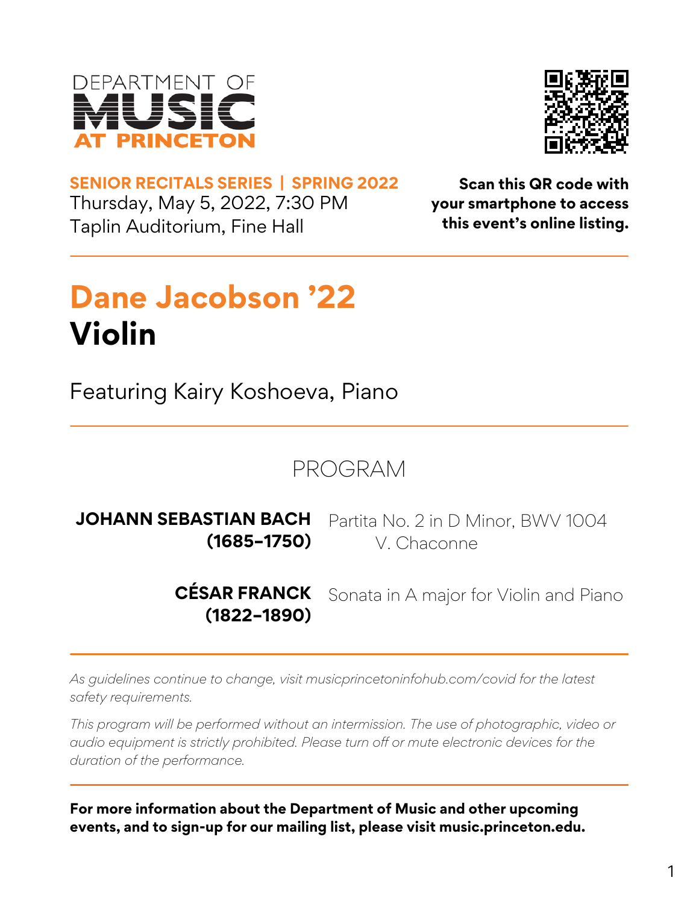DEPARTMENT OF **MUSIC** AT PRINCETON

**SENIOR RECITALS SERIES | SPRING 2022**
Thursday, May 5, 2022, 7:30 PM
Taplin Auditorium, Fine Hall

**Scan this QR code with your smartphone to access this event's online listing.**

---

# Dane Jacobson '22
# Violin

Featuring Kairy Koshoeva, Piano

---

## PROGRAM

**JOHANN SEBASTIAN BACH (1685–1750)** — Partita No. 2 in D Minor, BWV 1004
V. Chaconne

**CÉSAR FRANCK (1822–1890)** — Sonata in A major for Violin and Piano

---

*As guidelines continue to change, visit musicprincetoninfohub.com/covid for the latest safety requirements.*

*This program will be performed without an intermission. The use of photographic, video or audio equipment is strictly prohibited. Please turn off or mute electronic devices for the duration of the performance.*

---

**For more information about the Department of Music and other upcoming events, and to sign-up for our mailing list, please visit music.princeton.edu.**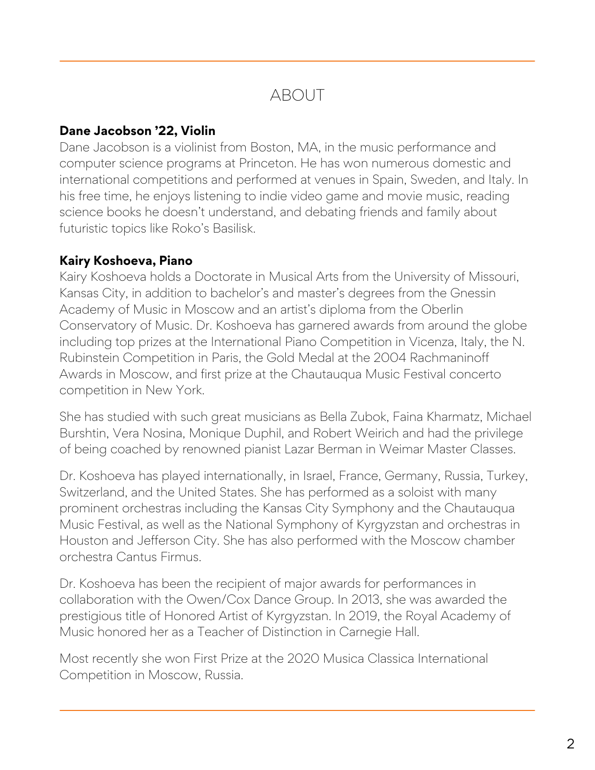## ABOUT

**Dane Jacobson '22, Violin**

Dane Jacobson is a violinist from Boston, MA, in the music performance and computer science programs at Princeton. He has won numerous domestic and international competitions and performed at venues in Spain, Sweden, and Italy. In his free time, he enjoys listening to indie video game and movie music, reading science books he doesn't understand, and debating friends and family about futuristic topics like Roko's Basilisk.

**Kairy Koshoeva, Piano**

Kairy Koshoeva holds a Doctorate in Musical Arts from the University of Missouri, Kansas City, in addition to bachelor's and master's degrees from the Gnessin Academy of Music in Moscow and an artist's diploma from the Oberlin Conservatory of Music. Dr. Koshoeva has garnered awards from around the globe including top prizes at the International Piano Competition in Vicenza, Italy, the N. Rubinstein Competition in Paris, the Gold Medal at the 2004 Rachmaninoff Awards in Moscow, and first prize at the Chautauqua Music Festival concerto competition in New York.

She has studied with such great musicians as Bella Zubok, Faina Kharmatz, Michael Burshtin, Vera Nosina, Monique Duphil, and Robert Weirich and had the privilege of being coached by renowned pianist Lazar Berman in Weimar Master Classes.

Dr. Koshoeva has played internationally, in Israel, France, Germany, Russia, Turkey, Switzerland, and the United States. She has performed as a soloist with many prominent orchestras including the Kansas City Symphony and the Chautauqua Music Festival, as well as the National Symphony of Kyrgyzstan and orchestras in Houston and Jefferson City. She has also performed with the Moscow chamber orchestra Cantus Firmus.

Dr. Koshoeva has been the recipient of major awards for performances in collaboration with the Owen/Cox Dance Group. In 2013, she was awarded the prestigious title of Honored Artist of Kyrgyzstan. In 2019, the Royal Academy of Music honored her as a Teacher of Distinction in Carnegie Hall.

Most recently she won First Prize at the 2020 Musica Classica International Competition in Moscow, Russia.